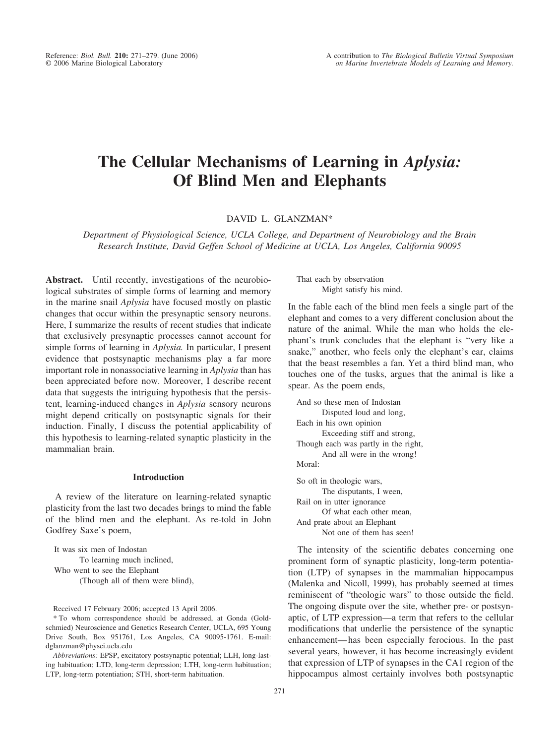Reference: *Biol. Bull.* **210:** 271–279. (June 2006)
© 2006 Marine Biological Laboratory

A contribution to *The Biological Bulletin Virtual Symposium on Marine Invertebrate Models of Learning and Memory.*

# The Cellular Mechanisms of Learning in *Aplysia:* Of Blind Men and Elephants

DAVID L. GLANZMAN*

*Department of Physiological Science, UCLA College, and Department of Neurobiology and the Brain Research Institute, David Geffen School of Medicine at UCLA, Los Angeles, California 90095*

**Abstract.** Until recently, investigations of the neurobiological substrates of simple forms of learning and memory in the marine snail *Aplysia* have focused mostly on plastic changes that occur within the presynaptic sensory neurons. Here, I summarize the results of recent studies that indicate that exclusively presynaptic processes cannot account for simple forms of learning in *Aplysia.* In particular, I present evidence that postsynaptic mechanisms play a far more important role in nonassociative learning in *Aplysia* than has been appreciated before now. Moreover, I describe recent data that suggests the intriguing hypothesis that the persistent, learning-induced changes in *Aplysia* sensory neurons might depend critically on postsynaptic signals for their induction. Finally, I discuss the potential applicability of this hypothesis to learning-related synaptic plasticity in the mammalian brain.

## Introduction

A review of the literature on learning-related synaptic plasticity from the last two decades brings to mind the fable of the blind men and the elephant. As re-told in John Godfrey Saxe's poem,

> It was six men of Indostan
> To learning much inclined,
> Who went to see the Elephant
> (Though all of them were blind),
> That each by observation
> Might satisfy his mind.

In the fable each of the blind men feels a single part of the elephant and comes to a very different conclusion about the nature of the animal. While the man who holds the elephant's trunk concludes that the elephant is "very like a snake," another, who feels only the elephant's ear, claims that the beast resembles a fan. Yet a third blind man, who touches one of the tusks, argues that the animal is like a spear. As the poem ends,

> And so these men of Indostan
> Disputed loud and long,
> Each in his own opinion
> Exceeding stiff and strong,
> Though each was partly in the right,
> And all were in the wrong!
> Moral:
>
> So oft in theologic wars,
> The disputants, I ween,
> Rail on in utter ignorance
> Of what each other mean,
> And prate about an Elephant
> Not one of them has seen!

The intensity of the scientific debates concerning one prominent form of synaptic plasticity, long-term potentiation (LTP) of synapses in the mammalian hippocampus (Malenka and Nicoll, 1999), has probably seemed at times reminiscent of "theologic wars" to those outside the field. The ongoing dispute over the site, whether pre- or postsynaptic, of LTP expression—a term that refers to the cellular modifications that underlie the persistence of the synaptic enhancement—has been especially ferocious. In the past several years, however, it has become increasingly evident that expression of LTP of synapses in the CA1 region of the hippocampus almost certainly involves both postsynaptic

Received 17 February 2006; accepted 13 April 2006.

\* To whom correspondence should be addressed, at Gonda (Goldschmied) Neuroscience and Genetics Research Center, UCLA, 695 Young Drive South, Box 951761, Los Angeles, CA 90095-1761. E-mail: dglanzman@physci.ucla.edu

*Abbreviations:* EPSP, excitatory postsynaptic potential; LLH, long-lasting habituation; LTD, long-term depression; LTH, long-term habituation; LTP, long-term potentiation; STH, short-term habituation.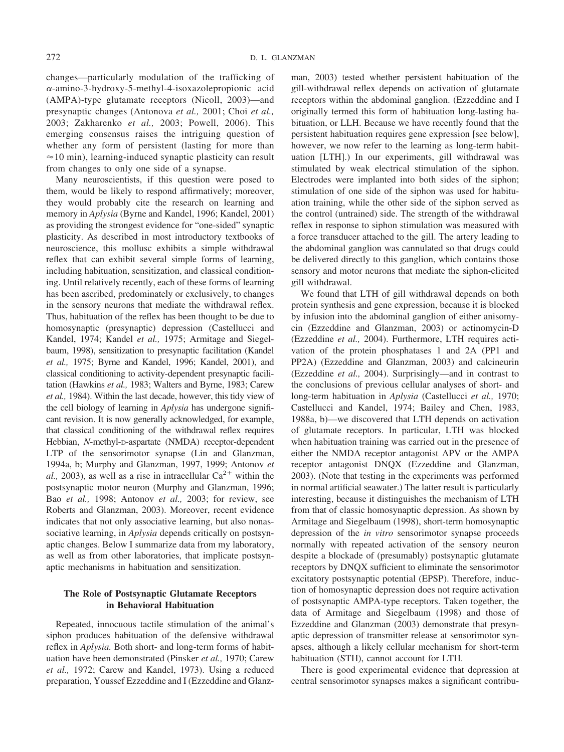changes—particularly modulation of the trafficking of α-amino-3-hydroxy-5-methyl-4-isoxazolepropionic acid (AMPA)-type glutamate receptors (Nicoll, 2003)—and presynaptic changes (Antonova *et al.,* 2001; Choi *et al.,* 2003; Zakharenko *et al.,* 2003; Powell, 2006). This emerging consensus raises the intriguing question of whether any form of persistent (lasting for more than ≈10 min), learning-induced synaptic plasticity can result from changes to only one side of a synapse.

Many neuroscientists, if this question were posed to them, would be likely to respond affirmatively; moreover, they would probably cite the research on learning and memory in *Aplysia* (Byrne and Kandel, 1996; Kandel, 2001) as providing the strongest evidence for "one-sided" synaptic plasticity. As described in most introductory textbooks of neuroscience, this mollusc exhibits a simple withdrawal reflex that can exhibit several simple forms of learning, including habituation, sensitization, and classical conditioning. Until relatively recently, each of these forms of learning has been ascribed, predominately or exclusively, to changes in the sensory neurons that mediate the withdrawal reflex. Thus, habituation of the reflex has been thought to be due to homosynaptic (presynaptic) depression (Castellucci and Kandel, 1974; Kandel *et al.,* 1975; Armitage and Siegelbaum, 1998), sensitization to presynaptic facilitation (Kandel *et al.,* 1975; Byrne and Kandel, 1996; Kandel, 2001), and classical conditioning to activity-dependent presynaptic facilitation (Hawkins *et al.,* 1983; Walters and Byrne, 1983; Carew *et al.,* 1984). Within the last decade, however, this tidy view of the cell biology of learning in *Aplysia* has undergone significant revision. It is now generally acknowledged, for example, that classical conditioning of the withdrawal reflex requires Hebbian, *N*-methyl-D-aspartate (NMDA) receptor-dependent LTP of the sensorimotor synapse (Lin and Glanzman, 1994a, b; Murphy and Glanzman, 1997, 1999; Antonov *et al.,* 2003), as well as a rise in intracellular $Ca^{2+}$ within the postsynaptic motor neuron (Murphy and Glanzman, 1996; Bao *et al.,* 1998; Antonov *et al.,* 2003; for review, see Roberts and Glanzman, 2003). Moreover, recent evidence indicates that not only associative learning, but also nonassociative learning, in *Aplysia* depends critically on postsynaptic changes. Below I summarize data from my laboratory, as well as from other laboratories, that implicate postsynaptic mechanisms in habituation and sensitization.

## The Role of Postsynaptic Glutamate Receptors in Behavioral Habituation

Repeated, innocuous tactile stimulation of the animal's siphon produces habituation of the defensive withdrawal reflex in *Aplysia.* Both short- and long-term forms of habituation have been demonstrated (Pinsker *et al.,* 1970; Carew *et al.,* 1972; Carew and Kandel, 1973). Using a reduced preparation, Youssef Ezzeddine and I (Ezzeddine and Glanzman, 2003) tested whether persistent habituation of the gill-withdrawal reflex depends on activation of glutamate receptors within the abdominal ganglion. (Ezzeddine and I originally termed this form of habituation long-lasting habituation, or LLH. Because we have recently found that the persistent habituation requires gene expression [see below], however, we now refer to the learning as long-term habituation [LTH].) In our experiments, gill withdrawal was stimulated by weak electrical stimulation of the siphon. Electrodes were implanted into both sides of the siphon; stimulation of one side of the siphon was used for habituation training, while the other side of the siphon served as the control (untrained) side. The strength of the withdrawal reflex in response to siphon stimulation was measured with a force transducer attached to the gill. The artery leading to the abdominal ganglion was cannulated so that drugs could be delivered directly to this ganglion, which contains those sensory and motor neurons that mediate the siphon-elicited gill withdrawal.

We found that LTH of gill withdrawal depends on both protein synthesis and gene expression, because it is blocked by infusion into the abdominal ganglion of either anisomycin (Ezzeddine and Glanzman, 2003) or actinomycin-D (Ezzeddine *et al.,* 2004). Furthermore, LTH requires activation of the protein phosphatases 1 and 2A (PP1 and PP2A) (Ezzeddine and Glanzman, 2003) and calcineurin (Ezzeddine *et al.,* 2004). Surprisingly—and in contrast to the conclusions of previous cellular analyses of short- and long-term habituation in *Aplysia* (Castellucci *et al.,* 1970; Castellucci and Kandel, 1974; Bailey and Chen, 1983, 1988a, b)—we discovered that LTH depends on activation of glutamate receptors. In particular, LTH was blocked when habituation training was carried out in the presence of either the NMDA receptor antagonist APV or the AMPA receptor antagonist DNQX (Ezzeddine and Glanzman, 2003). (Note that testing in the experiments was performed in normal artificial seawater.) The latter result is particularly interesting, because it distinguishes the mechanism of LTH from that of classic homosynaptic depression. As shown by Armitage and Siegelbaum (1998), short-term homosynaptic depression of the *in vitro* sensorimotor synapse proceeds normally with repeated activation of the sensory neuron despite a blockade of (presumably) postsynaptic glutamate receptors by DNQX sufficient to eliminate the sensorimotor excitatory postsynaptic potential (EPSP). Therefore, induction of homosynaptic depression does not require activation of postsynaptic AMPA-type receptors. Taken together, the data of Armitage and Siegelbaum (1998) and those of Ezzeddine and Glanzman (2003) demonstrate that presynaptic depression of transmitter release at sensorimotor synapses, although a likely cellular mechanism for short-term habituation (STH), cannot account for LTH.

There is good experimental evidence that depression at central sensorimotor synapses makes a significant contribu-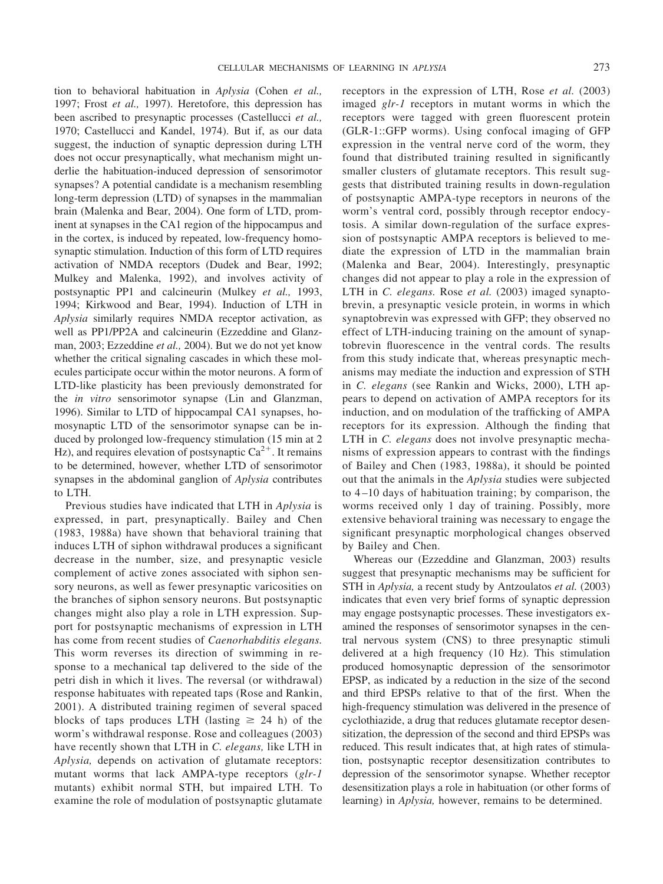tion to behavioral habituation in *Aplysia* (Cohen *et al.,* 1997; Frost *et al.,* 1997). Heretofore, this depression has been ascribed to presynaptic processes (Castellucci *et al.,* 1970; Castellucci and Kandel, 1974). But if, as our data suggest, the induction of synaptic depression during LTH does not occur presynaptically, what mechanism might underlie the habituation-induced depression of sensorimotor synapses? A potential candidate is a mechanism resembling long-term depression (LTD) of synapses in the mammalian brain (Malenka and Bear, 2004). One form of LTD, prominent at synapses in the CA1 region of the hippocampus and in the cortex, is induced by repeated, low-frequency homosynaptic stimulation. Induction of this form of LTD requires activation of NMDA receptors (Dudek and Bear, 1992; Mulkey and Malenka, 1992), and involves activity of postsynaptic PP1 and calcineurin (Mulkey *et al.,* 1993, 1994; Kirkwood and Bear, 1994). Induction of LTH in *Aplysia* similarly requires NMDA receptor activation, as well as PP1/PP2A and calcineurin (Ezzeddine and Glanzman, 2003; Ezzeddine *et al.,* 2004). But we do not yet know whether the critical signaling cascades in which these molecules participate occur within the motor neurons. A form of LTD-like plasticity has been previously demonstrated for the *in vitro* sensorimotor synapse (Lin and Glanzman, 1996). Similar to LTD of hippocampal CA1 synapses, homosynaptic LTD of the sensorimotor synapse can be induced by prolonged low-frequency stimulation (15 min at 2 Hz), and requires elevation of postsynaptic $Ca^{2+}$. It remains to be determined, however, whether LTD of sensorimotor synapses in the abdominal ganglion of *Aplysia* contributes to LTH.

Previous studies have indicated that LTH in *Aplysia* is expressed, in part, presynaptically. Bailey and Chen (1983, 1988a) have shown that behavioral training that induces LTH of siphon withdrawal produces a significant decrease in the number, size, and presynaptic vesicle complement of active zones associated with siphon sensory neurons, as well as fewer presynaptic varicosities on the branches of siphon sensory neurons. But postsynaptic changes might also play a role in LTH expression. Support for postsynaptic mechanisms of expression in LTH has come from recent studies of *Caenorhabditis elegans.* This worm reverses its direction of swimming in response to a mechanical tap delivered to the side of the petri dish in which it lives. The reversal (or withdrawal) response habituates with repeated taps (Rose and Rankin, 2001). A distributed training regimen of several spaced blocks of taps produces LTH (lasting $\geq$ 24 h) of the worm's withdrawal response. Rose and colleagues (2003) have recently shown that LTH in *C. elegans,* like LTH in *Aplysia,* depends on activation of glutamate receptors: mutant worms that lack AMPA-type receptors (*glr-1* mutants) exhibit normal STH, but impaired LTH. To examine the role of modulation of postsynaptic glutamate receptors in the expression of LTH, Rose *et al.* (2003) imaged *glr-1* receptors in mutant worms in which the receptors were tagged with green fluorescent protein (GLR-1::GFP worms). Using confocal imaging of GFP expression in the ventral nerve cord of the worm, they found that distributed training resulted in significantly smaller clusters of glutamate receptors. This result suggests that distributed training results in down-regulation of postsynaptic AMPA-type receptors in neurons of the worm's ventral cord, possibly through receptor endocytosis. A similar down-regulation of the surface expression of postsynaptic AMPA receptors is believed to mediate the expression of LTD in the mammalian brain (Malenka and Bear, 2004). Interestingly, presynaptic changes did not appear to play a role in the expression of LTH in *C. elegans.* Rose *et al.* (2003) imaged synaptobrevin, a presynaptic vesicle protein, in worms in which synaptobrevin was expressed with GFP; they observed no effect of LTH-inducing training on the amount of synaptobrevin fluorescence in the ventral cords. The results from this study indicate that, whereas presynaptic mechanisms may mediate the induction and expression of STH in *C. elegans* (see Rankin and Wicks, 2000), LTH appears to depend on activation of AMPA receptors for its induction, and on modulation of the trafficking of AMPA receptors for its expression. Although the finding that LTH in *C. elegans* does not involve presynaptic mechanisms of expression appears to contrast with the findings of Bailey and Chen (1983, 1988a), it should be pointed out that the animals in the *Aplysia* studies were subjected to 4–10 days of habituation training; by comparison, the worms received only 1 day of training. Possibly, more extensive behavioral training was necessary to engage the significant presynaptic morphological changes observed by Bailey and Chen.

Whereas our (Ezzeddine and Glanzman, 2003) results suggest that presynaptic mechanisms may be sufficient for STH in *Aplysia,* a recent study by Antzoulatos *et al.* (2003) indicates that even very brief forms of synaptic depression may engage postsynaptic processes. These investigators examined the responses of sensorimotor synapses in the central nervous system (CNS) to three presynaptic stimuli delivered at a high frequency (10 Hz). This stimulation produced homosynaptic depression of the sensorimotor EPSP, as indicated by a reduction in the size of the second and third EPSPs relative to that of the first. When the high-frequency stimulation was delivered in the presence of cyclothiazide, a drug that reduces glutamate receptor desensitization, the depression of the second and third EPSPs was reduced. This result indicates that, at high rates of stimulation, postsynaptic receptor desensitization contributes to depression of the sensorimotor synapse. Whether receptor desensitization plays a role in habituation (or other forms of learning) in *Aplysia,* however, remains to be determined.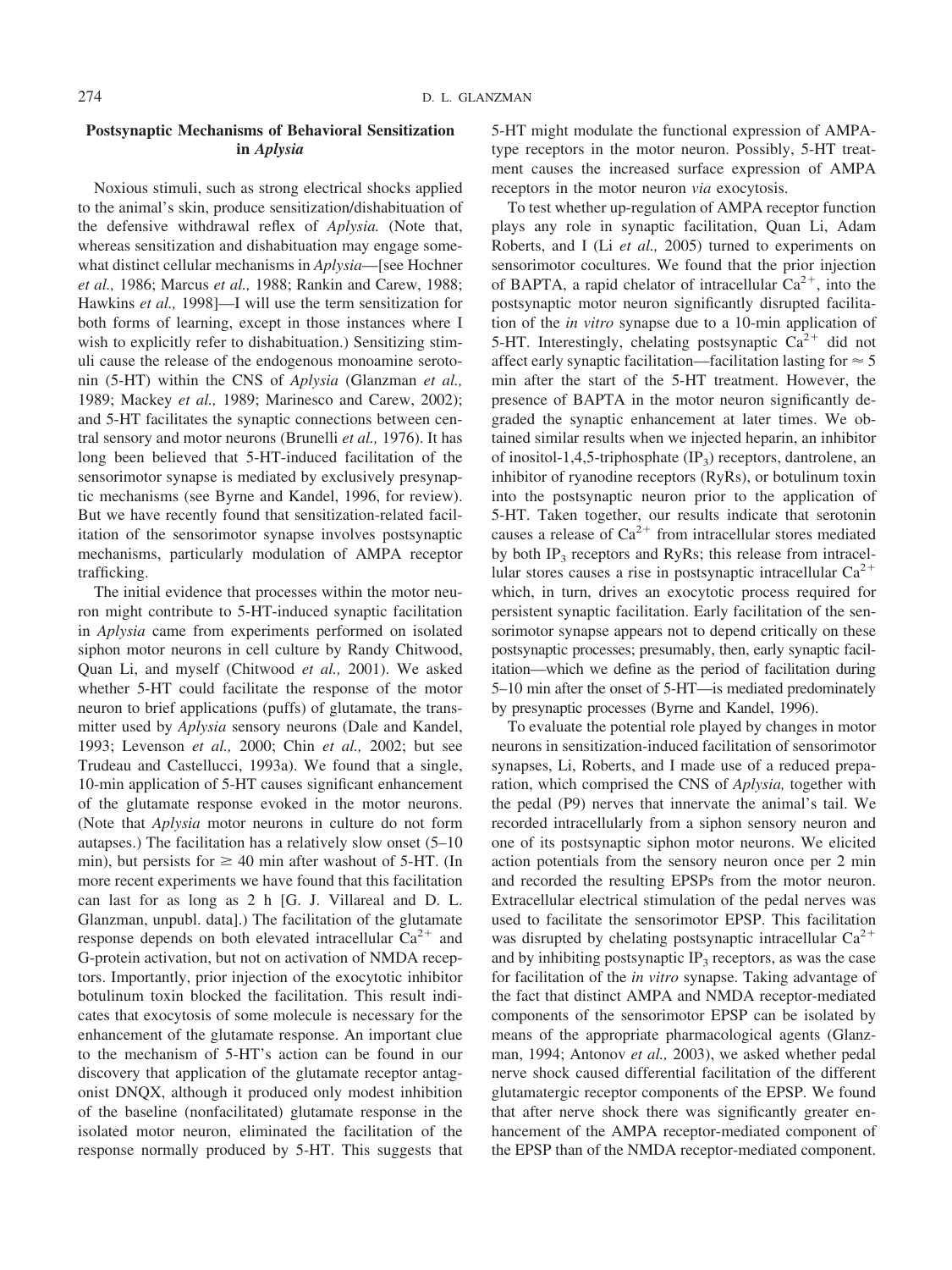## Postsynaptic Mechanisms of Behavioral Sensitization in *Aplysia*

Noxious stimuli, such as strong electrical shocks applied to the animal's skin, produce sensitization/dishabituation of the defensive withdrawal reflex of *Aplysia.* (Note that, whereas sensitization and dishabituation may engage somewhat distinct cellular mechanisms in *Aplysia*—[see Hochner *et al.,* 1986; Marcus *et al.,* 1988; Rankin and Carew, 1988; Hawkins *et al.,* 1998]—I will use the term sensitization for both forms of learning, except in those instances where I wish to explicitly refer to dishabituation.) Sensitizing stimuli cause the release of the endogenous monoamine serotonin (5-HT) within the CNS of *Aplysia* (Glanzman *et al.,* 1989; Mackey *et al.,* 1989; Marinesco and Carew, 2002); and 5-HT facilitates the synaptic connections between central sensory and motor neurons (Brunelli *et al.,* 1976). It has long been believed that 5-HT-induced facilitation of the sensorimotor synapse is mediated by exclusively presynaptic mechanisms (see Byrne and Kandel, 1996, for review). But we have recently found that sensitization-related facilitation of the sensorimotor synapse involves postsynaptic mechanisms, particularly modulation of AMPA receptor trafficking.

The initial evidence that processes within the motor neuron might contribute to 5-HT-induced synaptic facilitation in *Aplysia* came from experiments performed on isolated siphon motor neurons in cell culture by Randy Chitwood, Quan Li, and myself (Chitwood *et al.,* 2001). We asked whether 5-HT could facilitate the response of the motor neuron to brief applications (puffs) of glutamate, the transmitter used by *Aplysia* sensory neurons (Dale and Kandel, 1993; Levenson *et al.,* 2000; Chin *et al.,* 2002; but see Trudeau and Castellucci, 1993a). We found that a single, 10-min application of 5-HT causes significant enhancement of the glutamate response evoked in the motor neurons. (Note that *Aplysia* motor neurons in culture do not form autapses.) The facilitation has a relatively slow onset (5–10 min), but persists for $\geq$ 40 min after washout of 5-HT. (In more recent experiments we have found that this facilitation can last for as long as 2 h [G. J. Villareal and D. L. Glanzman, unpubl. data].) The facilitation of the glutamate response depends on both elevated intracellular $Ca^{2+}$ and G-protein activation, but not on activation of NMDA receptors. Importantly, prior injection of the exocytotic inhibitor botulinum toxin blocked the facilitation. This result indicates that exocytosis of some molecule is necessary for the enhancement of the glutamate response. An important clue to the mechanism of 5-HT's action can be found in our discovery that application of the glutamate receptor antagonist DNQX, although it produced only modest inhibition of the baseline (nonfacilitated) glutamate response in the isolated motor neuron, eliminated the facilitation of the response normally produced by 5-HT. This suggests that 5-HT might modulate the functional expression of AMPA-type receptors in the motor neuron. Possibly, 5-HT treatment causes the increased surface expression of AMPA receptors in the motor neuron *via* exocytosis.

To test whether up-regulation of AMPA receptor function plays any role in synaptic facilitation, Quan Li, Adam Roberts, and I (Li *et al.,* 2005) turned to experiments on sensorimotor cocultures. We found that the prior injection of BAPTA, a rapid chelator of intracellular $Ca^{2+}$, into the postsynaptic motor neuron significantly disrupted facilitation of the *in vitro* synapse due to a 10-min application of 5-HT. Interestingly, chelating postsynaptic $Ca^{2+}$ did not affect early synaptic facilitation—facilitation lasting for $\approx$ 5 min after the start of the 5-HT treatment. However, the presence of BAPTA in the motor neuron significantly degraded the synaptic enhancement at later times. We obtained similar results when we injected heparin, an inhibitor of inositol-1,4,5-triphosphate ($IP_3$) receptors, dantrolene, an inhibitor of ryanodine receptors (RyRs), or botulinum toxin into the postsynaptic neuron prior to the application of 5-HT. Taken together, our results indicate that serotonin causes a release of $Ca^{2+}$ from intracellular stores mediated by both $IP_3$ receptors and RyRs; this release from intracellular stores causes a rise in postsynaptic intracellular $Ca^{2+}$ which, in turn, drives an exocytotic process required for persistent synaptic facilitation. Early facilitation of the sensorimotor synapse appears not to depend critically on these postsynaptic processes; presumably, then, early synaptic facilitation—which we define as the period of facilitation during 5–10 min after the onset of 5-HT—is mediated predominately by presynaptic processes (Byrne and Kandel, 1996).

To evaluate the potential role played by changes in motor neurons in sensitization-induced facilitation of sensorimotor synapses, Li, Roberts, and I made use of a reduced preparation, which comprised the CNS of *Aplysia,* together with the pedal (P9) nerves that innervate the animal's tail. We recorded intracellularly from a siphon sensory neuron and one of its postsynaptic siphon motor neurons. We elicited action potentials from the sensory neuron once per 2 min and recorded the resulting EPSPs from the motor neuron. Extracellular electrical stimulation of the pedal nerves was used to facilitate the sensorimotor EPSP. This facilitation was disrupted by chelating postsynaptic intracellular $Ca^{2+}$ and by inhibiting postsynaptic $IP_3$ receptors, as was the case for facilitation of the *in vitro* synapse. Taking advantage of the fact that distinct AMPA and NMDA receptor-mediated components of the sensorimotor EPSP can be isolated by means of the appropriate pharmacological agents (Glanzman, 1994; Antonov *et al.,* 2003), we asked whether pedal nerve shock caused differential facilitation of the different glutamatergic receptor components of the EPSP. We found that after nerve shock there was significantly greater enhancement of the AMPA receptor-mediated component of the EPSP than of the NMDA receptor-mediated component.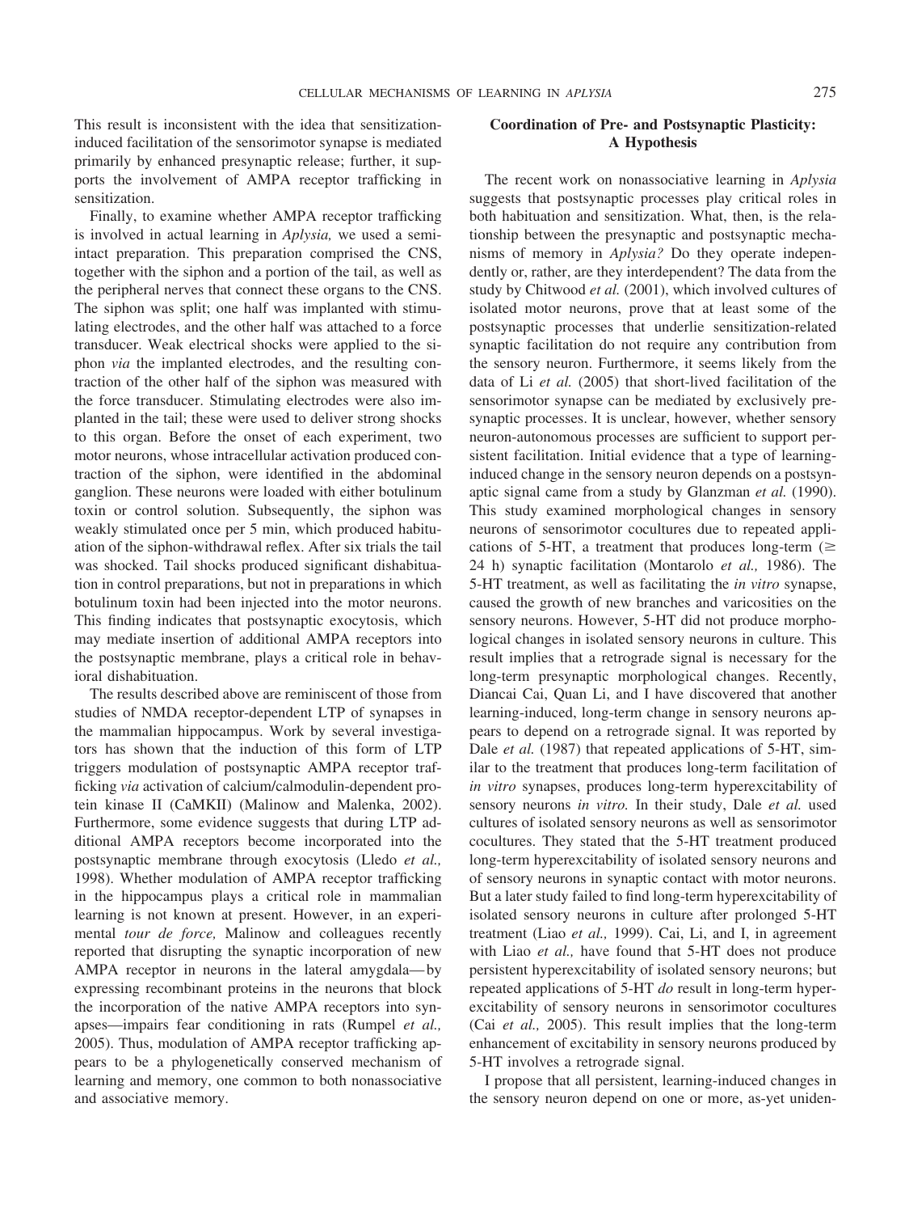This result is inconsistent with the idea that sensitization-induced facilitation of the sensorimotor synapse is mediated primarily by enhanced presynaptic release; further, it supports the involvement of AMPA receptor trafficking in sensitization.

Finally, to examine whether AMPA receptor trafficking is involved in actual learning in *Aplysia,* we used a semi-intact preparation. This preparation comprised the CNS, together with the siphon and a portion of the tail, as well as the peripheral nerves that connect these organs to the CNS. The siphon was split; one half was implanted with stimulating electrodes, and the other half was attached to a force transducer. Weak electrical shocks were applied to the siphon *via* the implanted electrodes, and the resulting contraction of the other half of the siphon was measured with the force transducer. Stimulating electrodes were also implanted in the tail; these were used to deliver strong shocks to this organ. Before the onset of each experiment, two motor neurons, whose intracellular activation produced contraction of the siphon, were identified in the abdominal ganglion. These neurons were loaded with either botulinum toxin or control solution. Subsequently, the siphon was weakly stimulated once per 5 min, which produced habituation of the siphon-withdrawal reflex. After six trials the tail was shocked. Tail shocks produced significant dishabituation in control preparations, but not in preparations in which botulinum toxin had been injected into the motor neurons. This finding indicates that postsynaptic exocytosis, which may mediate insertion of additional AMPA receptors into the postsynaptic membrane, plays a critical role in behavioral dishabituation.

The results described above are reminiscent of those from studies of NMDA receptor-dependent LTP of synapses in the mammalian hippocampus. Work by several investigators has shown that the induction of this form of LTP triggers modulation of postsynaptic AMPA receptor trafficking *via* activation of calcium/calmodulin-dependent protein kinase II (CaMKII) (Malinow and Malenka, 2002). Furthermore, some evidence suggests that during LTP additional AMPA receptors become incorporated into the postsynaptic membrane through exocytosis (Lledo *et al.,* 1998). Whether modulation of AMPA receptor trafficking in the hippocampus plays a critical role in mammalian learning is not known at present. However, in an experimental *tour de force,* Malinow and colleagues recently reported that disrupting the synaptic incorporation of new AMPA receptor in neurons in the lateral amygdala—by expressing recombinant proteins in the neurons that block the incorporation of the native AMPA receptors into synapses—impairs fear conditioning in rats (Rumpel *et al.,* 2005). Thus, modulation of AMPA receptor trafficking appears to be a phylogenetically conserved mechanism of learning and memory, one common to both nonassociative and associative memory.

## Coordination of Pre- and Postsynaptic Plasticity: A Hypothesis

The recent work on nonassociative learning in *Aplysia* suggests that postsynaptic processes play critical roles in both habituation and sensitization. What, then, is the relationship between the presynaptic and postsynaptic mechanisms of memory in *Aplysia?* Do they operate independently or, rather, are they interdependent? The data from the study by Chitwood *et al.* (2001), which involved cultures of isolated motor neurons, prove that at least some of the postsynaptic processes that underlie sensitization-related synaptic facilitation do not require any contribution from the sensory neuron. Furthermore, it seems likely from the data of Li *et al.* (2005) that short-lived facilitation of the sensorimotor synapse can be mediated by exclusively presynaptic processes. It is unclear, however, whether sensory neuron-autonomous processes are sufficient to support persistent facilitation. Initial evidence that a type of learning-induced change in the sensory neuron depends on a postsynaptic signal came from a study by Glanzman *et al.* (1990). This study examined morphological changes in sensory neurons of sensorimotor cocultures due to repeated applications of 5-HT, a treatment that produces long-term ($\geq$ 24 h) synaptic facilitation (Montarolo *et al.,* 1986). The 5-HT treatment, as well as facilitating the *in vitro* synapse, caused the growth of new branches and varicosities on the sensory neurons. However, 5-HT did not produce morphological changes in isolated sensory neurons in culture. This result implies that a retrograde signal is necessary for the long-term presynaptic morphological changes. Recently, Diancai Cai, Quan Li, and I have discovered that another learning-induced, long-term change in sensory neurons appears to depend on a retrograde signal. It was reported by Dale *et al.* (1987) that repeated applications of 5-HT, similar to the treatment that produces long-term facilitation of *in vitro* synapses, produces long-term hyperexcitability of sensory neurons *in vitro.* In their study, Dale *et al.* used cultures of isolated sensory neurons as well as sensorimotor cocultures. They stated that the 5-HT treatment produced long-term hyperexcitability of isolated sensory neurons and of sensory neurons in synaptic contact with motor neurons. But a later study failed to find long-term hyperexcitability of isolated sensory neurons in culture after prolonged 5-HT treatment (Liao *et al.,* 1999). Cai, Li, and I, in agreement with Liao *et al.,* have found that 5-HT does not produce persistent hyperexcitability of isolated sensory neurons; but repeated applications of 5-HT *do* result in long-term hyperexcitability of sensory neurons in sensorimotor cocultures (Cai *et al.,* 2005). This result implies that the long-term enhancement of excitability in sensory neurons produced by 5-HT involves a retrograde signal.

I propose that all persistent, learning-induced changes in the sensory neuron depend on one or more, as-yet uniden-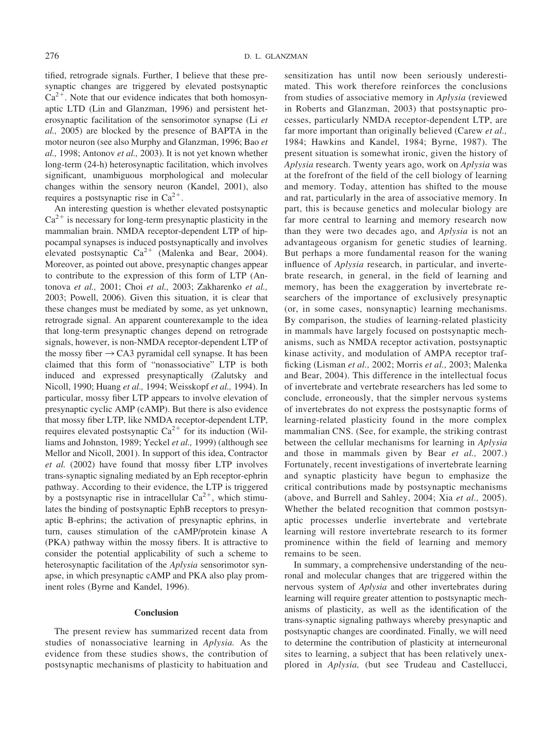tified, retrograde signals. Further, I believe that these presynaptic changes are triggered by elevated postsynaptic $Ca^{2+}$. Note that our evidence indicates that both homosynaptic LTD (Lin and Glanzman, 1996) and persistent heterosynaptic facilitation of the sensorimotor synapse (Li *et al.,* 2005) are blocked by the presence of BAPTA in the motor neuron (see also Murphy and Glanzman, 1996; Bao *et al.,* 1998; Antonov *et al.,* 2003). It is not yet known whether long-term (24-h) heterosynaptic facilitation, which involves significant, unambiguous morphological and molecular changes within the sensory neuron (Kandel, 2001), also requires a postsynaptic rise in $Ca^{2+}$.

An interesting question is whether elevated postsynaptic $Ca^{2+}$ is necessary for long-term presynaptic plasticity in the mammalian brain. NMDA receptor-dependent LTP of hippocampal synapses is induced postsynaptically and involves elevated postsynaptic $Ca^{2+}$ (Malenka and Bear, 2004). Moreover, as pointed out above, presynaptic changes appear to contribute to the expression of this form of LTP (Antonova *et al.,* 2001; Choi *et al.,* 2003; Zakharenko *et al.,* 2003; Powell, 2006). Given this situation, it is clear that these changes must be mediated by some, as yet unknown, retrograde signal. An apparent counterexample to the idea that long-term presynaptic changes depend on retrograde signals, however, is non-NMDA receptor-dependent LTP of the mossy fiber → CA3 pyramidal cell synapse. It has been claimed that this form of "nonassociative" LTP is both induced and expressed presynaptically (Zalutsky and Nicoll, 1990; Huang *et al.,* 1994; Weisskopf *et al.,* 1994). In particular, mossy fiber LTP appears to involve elevation of presynaptic cyclic AMP (cAMP). But there is also evidence that mossy fiber LTP, like NMDA receptor-dependent LTP, requires elevated postsynaptic $Ca^{2+}$ for its induction (Williams and Johnston, 1989; Yeckel *et al.,* 1999) (although see Mellor and Nicoll, 2001). In support of this idea, Contractor *et al.* (2002) have found that mossy fiber LTP involves trans-synaptic signaling mediated by an Eph receptor-ephrin pathway. According to their evidence, the LTP is triggered by a postsynaptic rise in intracellular $Ca^{2+}$, which stimulates the binding of postsynaptic EphB receptors to presynaptic B-ephrins; the activation of presynaptic ephrins, in turn, causes stimulation of the cAMP/protein kinase A (PKA) pathway within the mossy fibers. It is attractive to consider the potential applicability of such a scheme to heterosynaptic facilitation of the *Aplysia* sensorimotor synapse, in which presynaptic cAMP and PKA also play prominent roles (Byrne and Kandel, 1996).

## Conclusion

The present review has summarized recent data from studies of nonassociative learning in *Aplysia.* As the evidence from these studies shows, the contribution of postsynaptic mechanisms of plasticity to habituation and sensitization has until now been seriously underestimated. This work therefore reinforces the conclusions from studies of associative memory in *Aplysia* (reviewed in Roberts and Glanzman, 2003) that postsynaptic processes, particularly NMDA receptor-dependent LTP, are far more important than originally believed (Carew *et al.,* 1984; Hawkins and Kandel, 1984; Byrne, 1987). The present situation is somewhat ironic, given the history of *Aplysia* research. Twenty years ago, work on *Aplysia* was at the forefront of the field of the cell biology of learning and memory. Today, attention has shifted to the mouse and rat, particularly in the area of associative memory. In part, this is because genetics and molecular biology are far more central to learning and memory research now than they were two decades ago, and *Aplysia* is not an advantageous organism for genetic studies of learning. But perhaps a more fundamental reason for the waning influence of *Aplysia* research, in particular, and invertebrate research, in general, in the field of learning and memory, has been the exaggeration by invertebrate researchers of the importance of exclusively presynaptic (or, in some cases, nonsynaptic) learning mechanisms. By comparison, the studies of learning-related plasticity in mammals have largely focused on postsynaptic mechanisms, such as NMDA receptor activation, postsynaptic kinase activity, and modulation of AMPA receptor trafficking (Lisman *et al.,* 2002; Morris *et al.,* 2003; Malenka and Bear, 2004). This difference in the intellectual focus of invertebrate and vertebrate researchers has led some to conclude, erroneously, that the simpler nervous systems of invertebrates do not express the postsynaptic forms of learning-related plasticity found in the more complex mammalian CNS. (See, for example, the striking contrast between the cellular mechanisms for learning in *Aplysia* and those in mammals given by Bear *et al.,* 2007.) Fortunately, recent investigations of invertebrate learning and synaptic plasticity have begun to emphasize the critical contributions made by postsynaptic mechanisms (above, and Burrell and Sahley, 2004; Xia *et al.,* 2005). Whether the belated recognition that common postsynaptic processes underlie invertebrate and vertebrate learning will restore invertebrate research to its former prominence within the field of learning and memory remains to be seen.

In summary, a comprehensive understanding of the neuronal and molecular changes that are triggered within the nervous system of *Aplysia* and other invertebrates during learning will require greater attention to postsynaptic mechanisms of plasticity, as well as the identification of the trans-synaptic signaling pathways whereby presynaptic and postsynaptic changes are coordinated. Finally, we will need to determine the contribution of plasticity at interneuronal sites to learning, a subject that has been relatively unexplored in *Aplysia,* (but see Trudeau and Castellucci,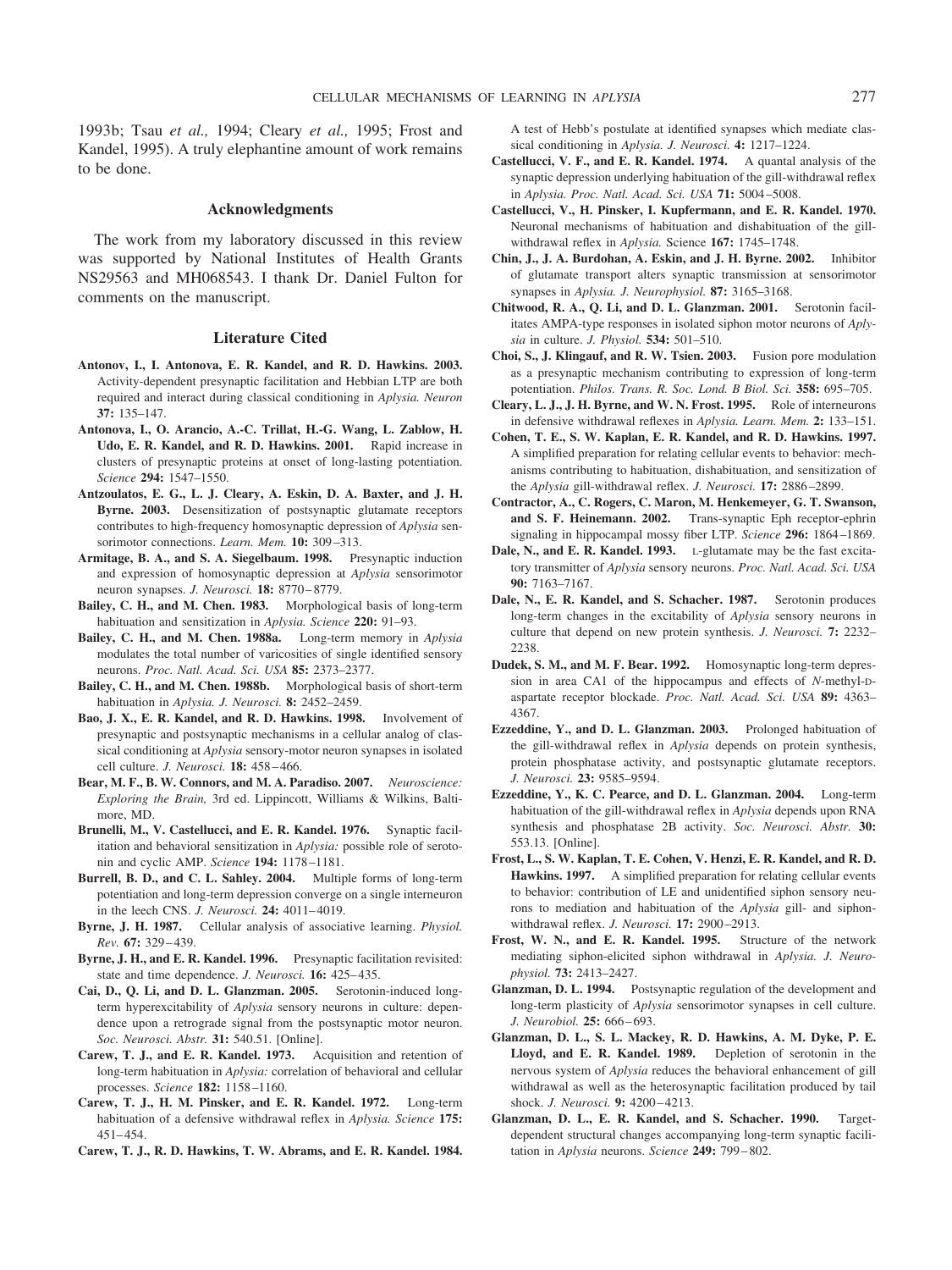1993b; Tsau *et al.,* 1994; Cleary *et al.,* 1995; Frost and Kandel, 1995). A truly elephantine amount of work remains to be done.

## Acknowledgments

The work from my laboratory discussed in this review was supported by National Institutes of Health Grants NS29563 and MH068543. I thank Dr. Daniel Fulton for comments on the manuscript.

## Literature Cited

**Antonov, I., I. Antonova, E. R. Kandel, and R. D. Hawkins. 2003.** Activity-dependent presynaptic facilitation and Hebbian LTP are both required and interact during classical conditioning in *Aplysia. Neuron* **37:** 135–147.

**Antonova, I., O. Arancio, A.-C. Trillat, H.-G. Wang, L. Zablow, H. Udo, E. R. Kandel, and R. D. Hawkins. 2001.** Rapid increase in clusters of presynaptic proteins at onset of long-lasting potentiation. *Science* **294:** 1547–1550.

**Antzoulatos, E. G., L. J. Cleary, A. Eskin, D. A. Baxter, and J. H. Byrne. 2003.** Desensitization of postsynaptic glutamate receptors contributes to high-frequency homosynaptic depression of *Aplysia* sensorimotor connections. *Learn. Mem.* **10:** 309–313.

**Armitage, B. A., and S. A. Siegelbaum. 1998.** Presynaptic induction and expression of homosynaptic depression at *Aplysia* sensorimotor neuron synapses. *J. Neurosci.* **18:** 8770–8779.

**Bailey, C. H., and M. Chen. 1983.** Morphological basis of long-term habituation and sensitization in *Aplysia. Science* **220:** 91–93.

**Bailey, C. H., and M. Chen. 1988a.** Long-term memory in *Aplysia* modulates the total number of varicosities of single identified sensory neurons. *Proc. Natl. Acad. Sci. USA* **85:** 2373–2377.

**Bailey, C. H., and M. Chen. 1988b.** Morphological basis of short-term habituation in *Aplysia. J. Neurosci.* **8:** 2452–2459.

**Bao, J. X., E. R. Kandel, and R. D. Hawkins. 1998.** Involvement of presynaptic and postsynaptic mechanisms in a cellular analog of classical conditioning at *Aplysia* sensory-motor neuron synapses in isolated cell culture. *J. Neurosci.* **18:** 458–466.

**Bear, M. F., B. W. Connors, and M. A. Paradiso. 2007.** *Neuroscience: Exploring the Brain,* 3rd ed. Lippincott, Williams & Wilkins, Baltimore, MD.

**Brunelli, M., V. Castellucci, and E. R. Kandel. 1976.** Synaptic facilitation and behavioral sensitization in *Aplysia:* possible role of serotonin and cyclic AMP. *Science* **194:** 1178–1181.

**Burrell, B. D., and C. L. Sahley. 2004.** Multiple forms of long-term potentiation and long-term depression converge on a single interneuron in the leech CNS. *J. Neurosci.* **24:** 4011–4019.

**Byrne, J. H. 1987.** Cellular analysis of associative learning. *Physiol. Rev.* **67:** 329–439.

**Byrne, J. H., and E. R. Kandel. 1996.** Presynaptic facilitation revisited: state and time dependence. *J. Neurosci.* **16:** 425–435.

**Cai, D., Q. Li, and D. L. Glanzman. 2005.** Serotonin-induced long-term hyperexcitability of *Aplysia* sensory neurons in culture: dependence upon a retrograde signal from the postsynaptic motor neuron. *Soc. Neurosci. Abstr.* **31:** 540.51. [Online].

**Carew, T. J., and E. R. Kandel. 1973.** Acquisition and retention of long-term habituation in *Aplysia:* correlation of behavioral and cellular processes. *Science* **182:** 1158–1160.

**Carew, T. J., H. M. Pinsker, and E. R. Kandel. 1972.** Long-term habituation of a defensive withdrawal reflex in *Aplysia. Science* **175:** 451–454.

**Carew, T. J., R. D. Hawkins, T. W. Abrams, and E. R. Kandel. 1984.** A test of Hebb's postulate at identified synapses which mediate classical conditioning in *Aplysia. J. Neurosci.* **4:** 1217–1224.

**Castellucci, V. F., and E. R. Kandel. 1974.** A quantal analysis of the synaptic depression underlying habituation of the gill-withdrawal reflex in *Aplysia. Proc. Natl. Acad. Sci. USA* **71:** 5004–5008.

**Castellucci, V., H. Pinsker, I. Kupfermann, and E. R. Kandel. 1970.** Neuronal mechanisms of habituation and dishabituation of the gill-withdrawal reflex in *Aplysia.* Science **167:** 1745–1748.

**Chin, J., J. A. Burdohan, A. Eskin, and J. H. Byrne. 2002.** Inhibitor of glutamate transport alters synaptic transmission at sensorimotor synapses in *Aplysia. J. Neurophysiol.* **87:** 3165–3168.

**Chitwood, R. A., Q. Li, and D. L. Glanzman. 2001.** Serotonin facilitates AMPA-type responses in isolated siphon motor neurons of *Aplysia* in culture. *J. Physiol.* **534:** 501–510.

**Choi, S., J. Klingauf, and R. W. Tsien. 2003.** Fusion pore modulation as a presynaptic mechanism contributing to expression of long-term potentiation. *Philos. Trans. R. Soc. Lond. B Biol. Sci.* **358:** 695–705.

**Cleary, L. J., J. H. Byrne, and W. N. Frost. 1995.** Role of interneurons in defensive withdrawal reflexes in *Aplysia. Learn. Mem.* **2:** 133–151.

**Cohen, T. E., S. W. Kaplan, E. R. Kandel, and R. D. Hawkins. 1997.** A simplified preparation for relating cellular events to behavior: mechanisms contributing to habituation, dishabituation, and sensitization of the *Aplysia* gill-withdrawal reflex. *J. Neurosci.* **17:** 2886–2899.

**Contractor, A., C. Rogers, C. Maron, M. Henkemeyer, G. T. Swanson, and S. F. Heinemann. 2002.** Trans-synaptic Eph receptor-ephrin signaling in hippocampal mossy fiber LTP. *Science* **296:** 1864–1869.

**Dale, N., and E. R. Kandel. 1993.** L-glutamate may be the fast excitatory transmitter of *Aplysia* sensory neurons. *Proc. Natl. Acad. Sci. USA* **90:** 7163–7167.

**Dale, N., E. R. Kandel, and S. Schacher. 1987.** Serotonin produces long-term changes in the excitability of *Aplysia* sensory neurons in culture that depend on new protein synthesis. *J. Neurosci.* **7:** 2232–2238.

**Dudek, S. M., and M. F. Bear. 1992.** Homosynaptic long-term depression in area CA1 of the hippocampus and effects of *N*-methyl-D-aspartate receptor blockade. *Proc. Natl. Acad. Sci. USA* **89:** 4363–4367.

**Ezzeddine, Y., and D. L. Glanzman. 2003.** Prolonged habituation of the gill-withdrawal reflex in *Aplysia* depends on protein synthesis, protein phosphatase activity, and postsynaptic glutamate receptors. *J. Neurosci.* **23:** 9585–9594.

**Ezzeddine, Y., K. C. Pearce, and D. L. Glanzman. 2004.** Long-term habituation of the gill-withdrawal reflex in *Aplysia* depends upon RNA synthesis and phosphatase 2B activity. *Soc. Neurosci. Abstr.* **30:** 553.13. [Online].

**Frost, L., S. W. Kaplan, T. E. Cohen, V. Henzi, E. R. Kandel, and R. D. Hawkins. 1997.** A simplified preparation for relating cellular events to behavior: contribution of LE and unidentified siphon sensory neurons to mediation and habituation of the *Aplysia* gill- and siphon-withdrawal reflex. *J. Neurosci.* **17:** 2900–2913.

**Frost, W. N., and E. R. Kandel. 1995.** Structure of the network mediating siphon-elicited siphon withdrawal in *Aplysia. J. Neurophysiol.* **73:** 2413–2427.

**Glanzman, D. L. 1994.** Postsynaptic regulation of the development and long-term plasticity of *Aplysia* sensorimotor synapses in cell culture. *J. Neurobiol.* **25:** 666–693.

**Glanzman, D. L., S. L. Mackey, R. D. Hawkins, A. M. Dyke, P. E. Lloyd, and E. R. Kandel. 1989.** Depletion of serotonin in the nervous system of *Aplysia* reduces the behavioral enhancement of gill withdrawal as well as the heterosynaptic facilitation produced by tail shock. *J. Neurosci.* **9:** 4200–4213.

**Glanzman, D. L., E. R. Kandel, and S. Schacher. 1990.** Target-dependent structural changes accompanying long-term synaptic facilitation in *Aplysia* neurons. *Science* **249:** 799–802.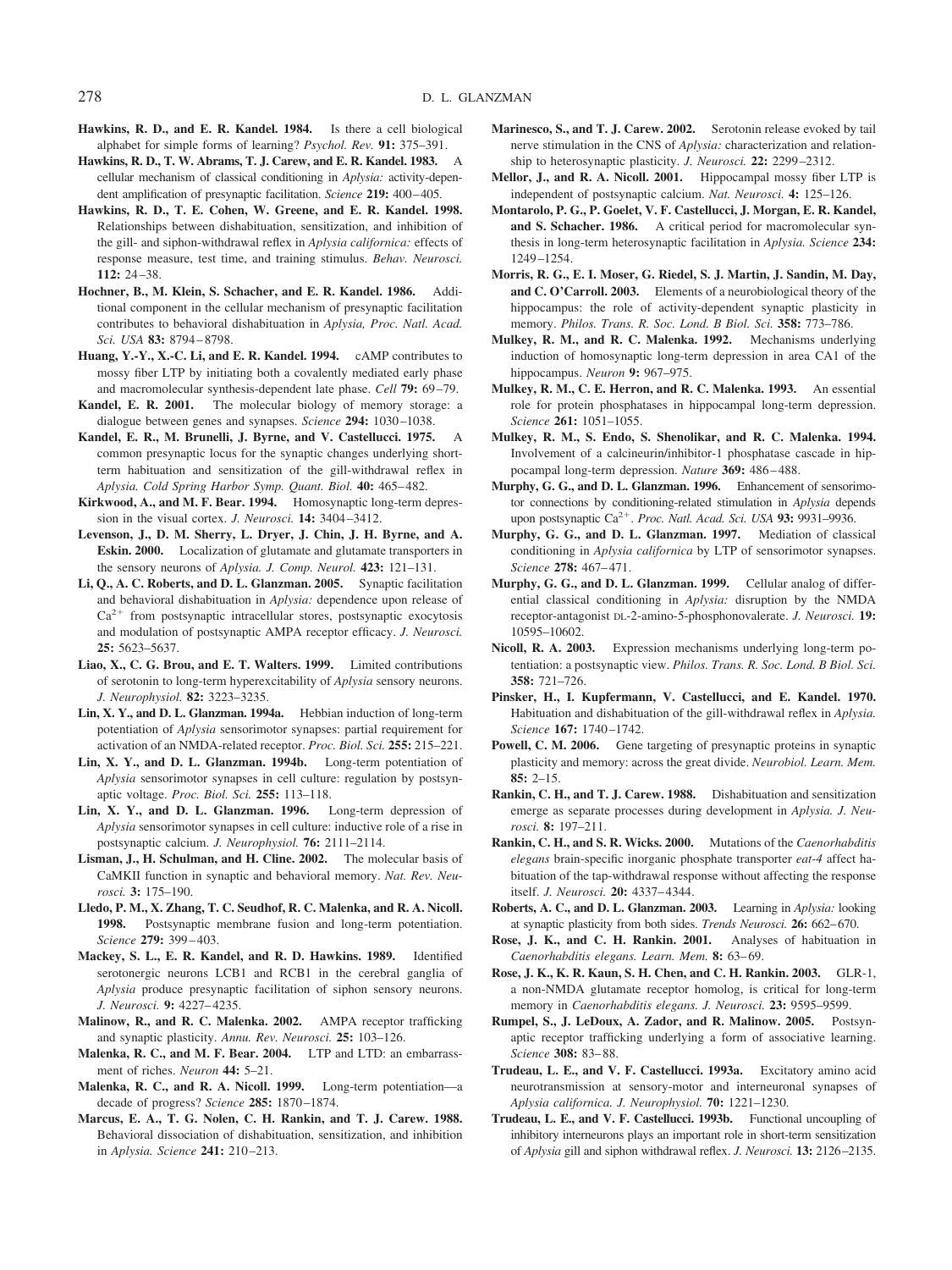**Hawkins, R. D., and E. R. Kandel. 1984.** Is there a cell biological alphabet for simple forms of learning? *Psychol. Rev.* **91:** 375–391.

**Hawkins, R. D., T. W. Abrams, T. J. Carew, and E. R. Kandel. 1983.** A cellular mechanism of classical conditioning in *Aplysia:* activity-dependent amplification of presynaptic facilitation. *Science* **219:** 400–405.

**Hawkins, R. D., T. E. Cohen, W. Greene, and E. R. Kandel. 1998.** Relationships between dishabituation, sensitization, and inhibition of the gill- and siphon-withdrawal reflex in *Aplysia californica:* effects of response measure, test time, and training stimulus. *Behav. Neurosci.* **112:** 24–38.

**Hochner, B., M. Klein, S. Schacher, and E. R. Kandel. 1986.** Additional component in the cellular mechanism of presynaptic facilitation contributes to behavioral dishabituation in *Aplysia, Proc. Natl. Acad. Sci. USA* **83:** 8794–8798.

**Huang, Y.-Y., X.-C. Li, and E. R. Kandel. 1994.** cAMP contributes to mossy fiber LTP by initiating both a covalently mediated early phase and macromolecular synthesis-dependent late phase. *Cell* **79:** 69–79.

**Kandel, E. R. 2001.** The molecular biology of memory storage: a dialogue between genes and synapses. *Science* **294:** 1030–1038.

**Kandel, E. R., M. Brunelli, J. Byrne, and V. Castellucci. 1975.** A common presynaptic locus for the synaptic changes underlying short-term habituation and sensitization of the gill-withdrawal reflex in *Aplysia. Cold Spring Harbor Symp. Quant. Biol.* **40:** 465–482.

**Kirkwood, A., and M. F. Bear. 1994.** Homosynaptic long-term depression in the visual cortex. *J. Neurosci.* **14:** 3404–3412.

**Levenson, J., D. M. Sherry, L. Dryer, J. Chin, J. H. Byrne, and A. Eskin. 2000.** Localization of glutamate and glutamate transporters in the sensory neurons of *Aplysia. J. Comp. Neurol.* **423:** 121–131.

**Li, Q., A. C. Roberts, and D. L. Glanzman. 2005.** Synaptic facilitation and behavioral dishabituation in *Aplysia:* dependence upon release of $Ca^{2+}$ from postsynaptic intracellular stores, postsynaptic exocytosis and modulation of postsynaptic AMPA receptor efficacy. *J. Neurosci.* **25:** 5623–5637.

**Liao, X., C. G. Brou, and E. T. Walters. 1999.** Limited contributions of serotonin to long-term hyperexcitability of *Aplysia* sensory neurons. *J. Neurophysiol.* **82:** 3223–3235.

**Lin, X. Y., and D. L. Glanzman. 1994a.** Hebbian induction of long-term potentiation of *Aplysia* sensorimotor synapses: partial requirement for activation of an NMDA-related receptor. *Proc. Biol. Sci.* **255:** 215–221.

**Lin, X. Y., and D. L. Glanzman. 1994b.** Long-term potentiation of *Aplysia* sensorimotor synapses in cell culture: regulation by postsynaptic voltage. *Proc. Biol. Sci.* **255:** 113–118.

**Lin, X. Y., and D. L. Glanzman. 1996.** Long-term depression of *Aplysia* sensorimotor synapses in cell culture: inductive role of a rise in postsynaptic calcium. *J. Neurophysiol.* **76:** 2111–2114.

**Lisman, J., H. Schulman, and H. Cline. 2002.** The molecular basis of CaMKII function in synaptic and behavioral memory. *Nat. Rev. Neurosci.* **3:** 175–190.

**Lledo, P. M., X. Zhang, T. C. Seudhof, R. C. Malenka, and R. A. Nicoll. 1998.** Postsynaptic membrane fusion and long-term potentiation. *Science* **279:** 399–403.

**Mackey, S. L., E. R. Kandel, and R. D. Hawkins. 1989.** Identified serotonergic neurons LCB1 and RCB1 in the cerebral ganglia of *Aplysia* produce presynaptic facilitation of siphon sensory neurons. *J. Neurosci.* **9:** 4227–4235.

**Malinow, R., and R. C. Malenka. 2002.** AMPA receptor trafficking and synaptic plasticity. *Annu. Rev. Neurosci.* **25:** 103–126.

**Malenka, R. C., and M. F. Bear. 2004.** LTP and LTD: an embarrassment of riches. *Neuron* **44:** 5–21.

**Malenka, R. C., and R. A. Nicoll. 1999.** Long-term potentiation—a decade of progress? *Science* **285:** 1870–1874.

**Marcus, E. A., T. G. Nolen, C. H. Rankin, and T. J. Carew. 1988.** Behavioral dissociation of dishabituation, sensitization, and inhibition in *Aplysia. Science* **241:** 210–213.

**Marinesco, S., and T. J. Carew. 2002.** Serotonin release evoked by tail nerve stimulation in the CNS of *Aplysia:* characterization and relationship to heterosynaptic plasticity. *J. Neurosci.* **22:** 2299–2312.

**Mellor, J., and R. A. Nicoll. 2001.** Hippocampal mossy fiber LTP is independent of postsynaptic calcium. *Nat. Neurosci.* **4:** 125–126.

**Montarolo, P. G., P. Goelet, V. F. Castellucci, J. Morgan, E. R. Kandel, and S. Schacher. 1986.** A critical period for macromolecular synthesis in long-term heterosynaptic facilitation in *Aplysia. Science* **234:** 1249–1254.

**Morris, R. G., E. I. Moser, G. Riedel, S. J. Martin, J. Sandin, M. Day, and C. O'Carroll. 2003.** Elements of a neurobiological theory of the hippocampus: the role of activity-dependent synaptic plasticity in memory. *Philos. Trans. R. Soc. Lond. B Biol. Sci.* **358:** 773–786.

**Mulkey, R. M., and R. C. Malenka. 1992.** Mechanisms underlying induction of homosynaptic long-term depression in area CA1 of the hippocampus. *Neuron* **9:** 967–975.

**Mulkey, R. M., C. E. Herron, and R. C. Malenka. 1993.** An essential role for protein phosphatases in hippocampal long-term depression. *Science* **261:** 1051–1055.

**Mulkey, R. M., S. Endo, S. Shenolikar, and R. C. Malenka. 1994.** Involvement of a calcineurin/inhibitor-1 phosphatase cascade in hippocampal long-term depression. *Nature* **369:** 486–488.

**Murphy, G. G., and D. L. Glanzman. 1996.** Enhancement of sensorimotor connections by conditioning-related stimulation in *Aplysia* depends upon postsynaptic $Ca^{2+}$. *Proc. Natl. Acad. Sci. USA* **93:** 9931–9936.

**Murphy, G. G., and D. L. Glanzman. 1997.** Mediation of classical conditioning in *Aplysia californica* by LTP of sensorimotor synapses. *Science* **278:** 467–471.

**Murphy, G. G., and D. L. Glanzman. 1999.** Cellular analog of differential classical conditioning in *Aplysia:* disruption by the NMDA receptor-antagonist DL-2-amino-5-phosphonovalerate. *J. Neurosci.* **19:** 10595–10602.

**Nicoll, R. A. 2003.** Expression mechanisms underlying long-term potentiation: a postsynaptic view. *Philos. Trans. R. Soc. Lond. B Biol. Sci.* **358:** 721–726.

**Pinsker, H., I. Kupfermann, V. Castellucci, and E. Kandel. 1970.** Habituation and dishabituation of the gill-withdrawal reflex in *Aplysia. Science* **167:** 1740–1742.

**Powell, C. M. 2006.** Gene targeting of presynaptic proteins in synaptic plasticity and memory: across the great divide. *Neurobiol. Learn. Mem.* **85:** 2–15.

**Rankin, C. H., and T. J. Carew. 1988.** Dishabituation and sensitization emerge as separate processes during development in *Aplysia. J. Neurosci.* **8:** 197–211.

**Rankin, C. H., and S. R. Wicks. 2000.** Mutations of the *Caenorhabditis elegans* brain-specific inorganic phosphate transporter *eat-4* affect habituation of the tap-withdrawal response without affecting the response itself. *J. Neurosci.* **20:** 4337–4344.

**Roberts, A. C., and D. L. Glanzman. 2003.** Learning in *Aplysia:* looking at synaptic plasticity from both sides. *Trends Neurosci.* **26:** 662–670.

**Rose, J. K., and C. H. Rankin. 2001.** Analyses of habituation in *Caenorhabditis elegans. Learn. Mem.* **8:** 63–69.

**Rose, J. K., K. R. Kaun, S. H. Chen, and C. H. Rankin. 2003.** GLR-1, a non-NMDA glutamate receptor homolog, is critical for long-term memory in *Caenorhabditis elegans. J. Neurosci.* **23:** 9595–9599.

**Rumpel, S., J. LeDoux, A. Zador, and R. Malinow. 2005.** Postsynaptic receptor trafficking underlying a form of associative learning. *Science* **308:** 83–88.

**Trudeau, L. E., and V. F. Castellucci. 1993a.** Excitatory amino acid neurotransmission at sensory-motor and interneuronal synapses of *Aplysia californica. J. Neurophysiol.* **70:** 1221–1230.

**Trudeau, L. E., and V. F. Castellucci. 1993b.** Functional uncoupling of inhibitory interneurons plays an important role in short-term sensitization of *Aplysia* gill and siphon withdrawal reflex. *J. Neurosci.* **13:** 2126–2135.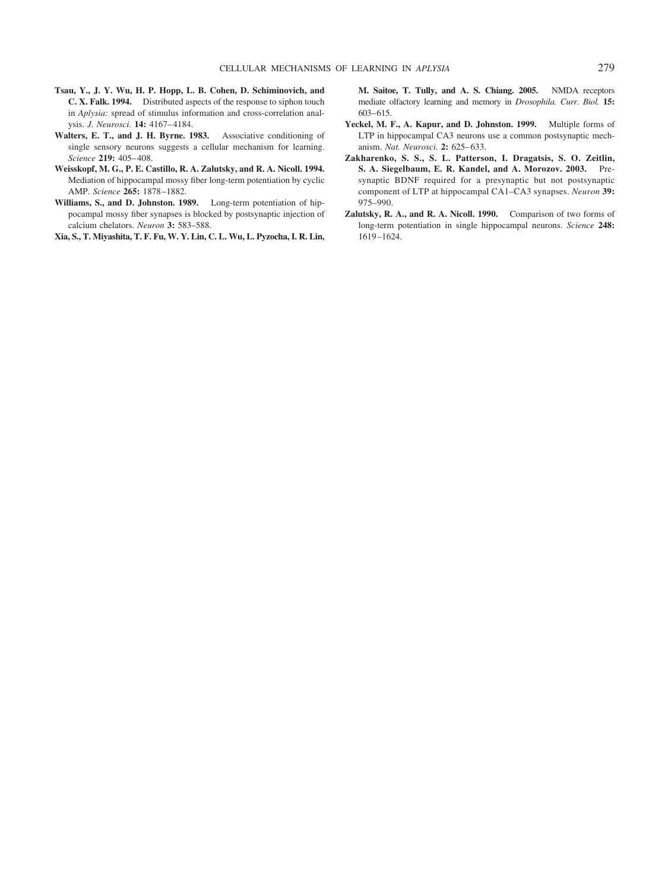**Tsau, Y., J. Y. Wu, H. P. Hopp, L. B. Cohen, D. Schiminovich, and C. X. Falk. 1994.** Distributed aspects of the response to siphon touch in *Aplysia:* spread of stimulus information and cross-correlation analysis. *J. Neurosci.* **14:** 4167–4184.

**Walters, E. T., and J. H. Byrne. 1983.** Associative conditioning of single sensory neurons suggests a cellular mechanism for learning. *Science* **219:** 405–408.

**Weisskopf, M. G., P. E. Castillo, R. A. Zalutsky, and R. A. Nicoll. 1994.** Mediation of hippocampal mossy fiber long-term potentiation by cyclic AMP. *Science* **265:** 1878–1882.

**Williams, S., and D. Johnston. 1989.** Long-term potentiation of hippocampal mossy fiber synapses is blocked by postsynaptic injection of calcium chelators. *Neuron* **3:** 583–588.

**Xia, S., T. Miyashita, T. F. Fu, W. Y. Lin, C. L. Wu, L. Pyzocha, I. R. Lin, M. Saitoe, T. Tully, and A. S. Chiang. 2005.** NMDA receptors mediate olfactory learning and memory in *Drosophila. Curr. Biol.* **15:** 603–615.

**Yeckel, M. F., A. Kapur, and D. Johnston. 1999.** Multiple forms of LTP in hippocampal CA3 neurons use a common postsynaptic mechanism. *Nat. Neurosci.* **2:** 625–633.

**Zakharenko, S. S., S. L. Patterson, I. Dragatsis, S. O. Zeitlin, S. A. Siegelbaum, E. R. Kandel, and A. Morozov. 2003.** Presynaptic BDNF required for a presynaptic but not postsynaptic component of LTP at hippocampal CA1–CA3 synapses. *Neuron* **39:** 975–990.

**Zalutsky, R. A., and R. A. Nicoll. 1990.** Comparison of two forms of long-term potentiation in single hippocampal neurons. *Science* **248:** 1619–1624.